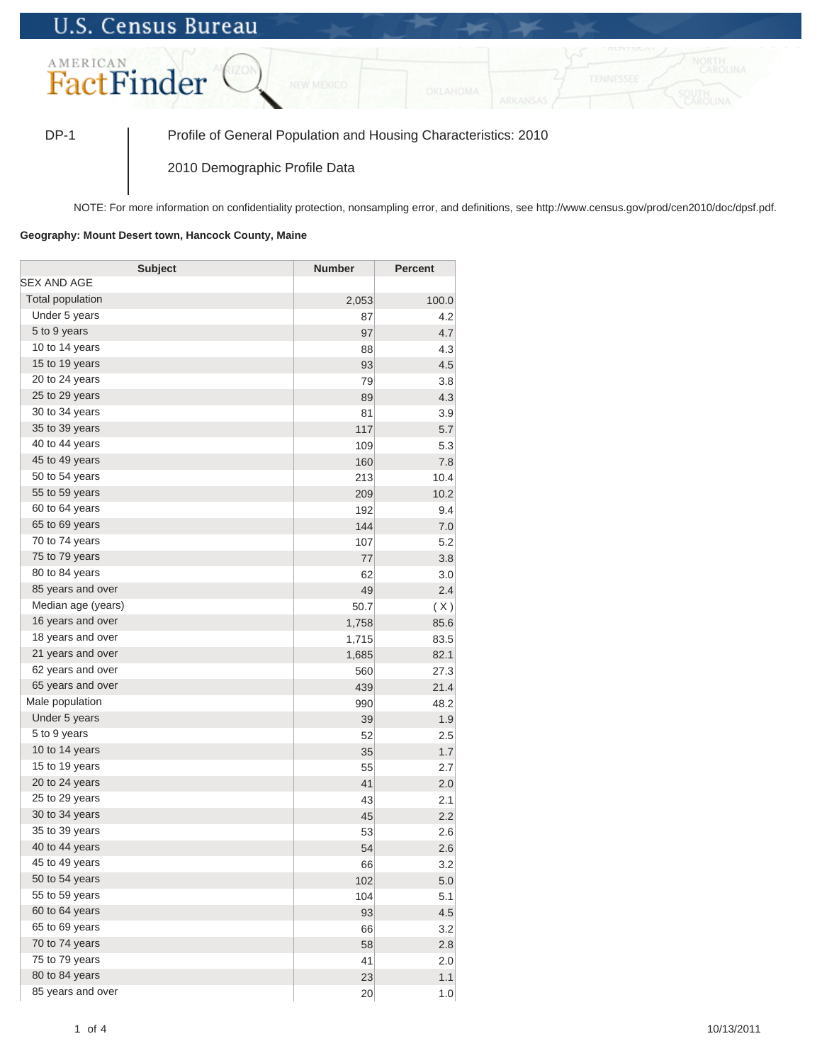U.S. Census Bureau

AMERICAN FactFinder

DP-1 | Profile of General Population and Housing Characteristics: 2010

2010 Demographic Profile Data

NOTE: For more information on confidentiality protection, nonsampling error, and definitions, see http://www.census.gov/prod/cen2010/doc/dpsf.pdf.

**Geography: Mount Desert town, Hancock County, Maine**

| Subject | Number | Percent |
|---|---|---|
| SEX AND AGE | | |
| Total population | 2,053 | 100.0 |
| Under 5 years | 87 | 4.2 |
| 5 to 9 years | 97 | 4.7 |
| 10 to 14 years | 88 | 4.3 |
| 15 to 19 years | 93 | 4.5 |
| 20 to 24 years | 79 | 3.8 |
| 25 to 29 years | 89 | 4.3 |
| 30 to 34 years | 81 | 3.9 |
| 35 to 39 years | 117 | 5.7 |
| 40 to 44 years | 109 | 5.3 |
| 45 to 49 years | 160 | 7.8 |
| 50 to 54 years | 213 | 10.4 |
| 55 to 59 years | 209 | 10.2 |
| 60 to 64 years | 192 | 9.4 |
| 65 to 69 years | 144 | 7.0 |
| 70 to 74 years | 107 | 5.2 |
| 75 to 79 years | 77 | 3.8 |
| 80 to 84 years | 62 | 3.0 |
| 85 years and over | 49 | 2.4 |
| Median age (years) | 50.7 | ( X ) |
| 16 years and over | 1,758 | 85.6 |
| 18 years and over | 1,715 | 83.5 |
| 21 years and over | 1,685 | 82.1 |
| 62 years and over | 560 | 27.3 |
| 65 years and over | 439 | 21.4 |
| Male population | 990 | 48.2 |
| Under 5 years | 39 | 1.9 |
| 5 to 9 years | 52 | 2.5 |
| 10 to 14 years | 35 | 1.7 |
| 15 to 19 years | 55 | 2.7 |
| 20 to 24 years | 41 | 2.0 |
| 25 to 29 years | 43 | 2.1 |
| 30 to 34 years | 45 | 2.2 |
| 35 to 39 years | 53 | 2.6 |
| 40 to 44 years | 54 | 2.6 |
| 45 to 49 years | 66 | 3.2 |
| 50 to 54 years | 102 | 5.0 |
| 55 to 59 years | 104 | 5.1 |
| 60 to 64 years | 93 | 4.5 |
| 65 to 69 years | 66 | 3.2 |
| 70 to 74 years | 58 | 2.8 |
| 75 to 79 years | 41 | 2.0 |
| 80 to 84 years | 23 | 1.1 |
| 85 years and over | 20 | 1.0 |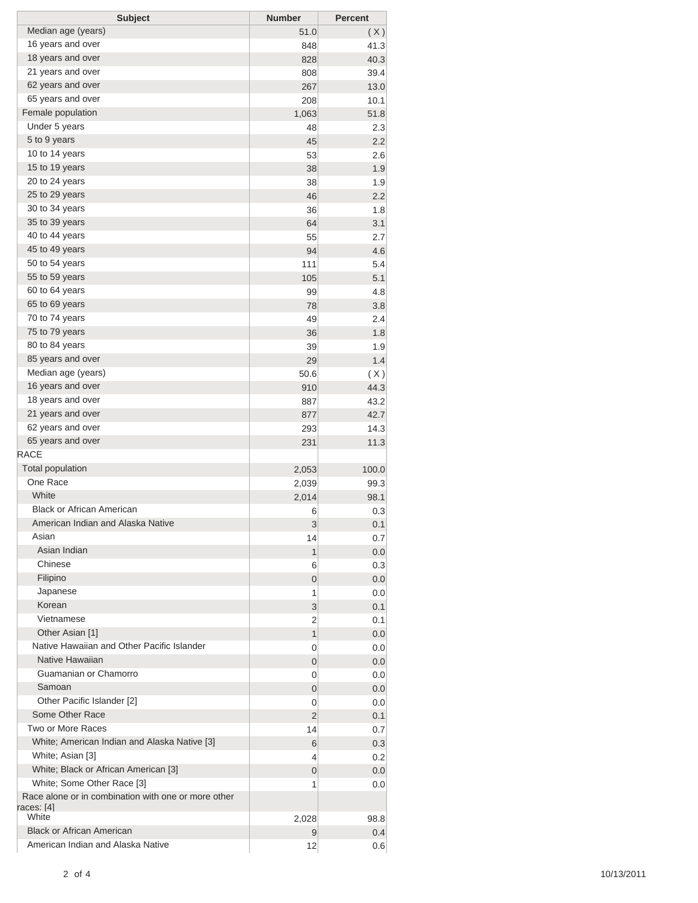| Subject | Number | Percent |
|---|---|---|
| Median age (years) | 51.0 | ( X ) |
| 16 years and over | 848 | 41.3 |
| 18 years and over | 828 | 40.3 |
| 21 years and over | 808 | 39.4 |
| 62 years and over | 267 | 13.0 |
| 65 years and over | 208 | 10.1 |
| Female population | 1,063 | 51.8 |
| Under 5 years | 48 | 2.3 |
| 5 to 9 years | 45 | 2.2 |
| 10 to 14 years | 53 | 2.6 |
| 15 to 19 years | 38 | 1.9 |
| 20 to 24 years | 38 | 1.9 |
| 25 to 29 years | 46 | 2.2 |
| 30 to 34 years | 36 | 1.8 |
| 35 to 39 years | 64 | 3.1 |
| 40 to 44 years | 55 | 2.7 |
| 45 to 49 years | 94 | 4.6 |
| 50 to 54 years | 111 | 5.4 |
| 55 to 59 years | 105 | 5.1 |
| 60 to 64 years | 99 | 4.8 |
| 65 to 69 years | 78 | 3.8 |
| 70 to 74 years | 49 | 2.4 |
| 75 to 79 years | 36 | 1.8 |
| 80 to 84 years | 39 | 1.9 |
| 85 years and over | 29 | 1.4 |
| Median age (years) | 50.6 | ( X ) |
| 16 years and over | 910 | 44.3 |
| 18 years and over | 887 | 43.2 |
| 21 years and over | 877 | 42.7 |
| 62 years and over | 293 | 14.3 |
| 65 years and over | 231 | 11.3 |
| RACE | | |
| Total population | 2,053 | 100.0 |
| One Race | 2,039 | 99.3 |
| White | 2,014 | 98.1 |
| Black or African American | 6 | 0.3 |
| American Indian and Alaska Native | 3 | 0.1 |
| Asian | 14 | 0.7 |
| Asian Indian | 1 | 0.0 |
| Chinese | 6 | 0.3 |
| Filipino | 0 | 0.0 |
| Japanese | 1 | 0.0 |
| Korean | 3 | 0.1 |
| Vietnamese | 2 | 0.1 |
| Other Asian [1] | 1 | 0.0 |
| Native Hawaiian and Other Pacific Islander | 0 | 0.0 |
| Native Hawaiian | 0 | 0.0 |
| Guamanian or Chamorro | 0 | 0.0 |
| Samoan | 0 | 0.0 |
| Other Pacific Islander [2] | 0 | 0.0 |
| Some Other Race | 2 | 0.1 |
| Two or More Races | 14 | 0.7 |
| White; American Indian and Alaska Native [3] | 6 | 0.3 |
| White; Asian [3] | 4 | 0.2 |
| White; Black or African American [3] | 0 | 0.0 |
| White; Some Other Race [3] | 1 | 0.0 |
| Race alone or in combination with one or more other races: [4] | | |
| White | 2,028 | 98.8 |
| Black or African American | 9 | 0.4 |
| American Indian and Alaska Native | 12 | 0.6 |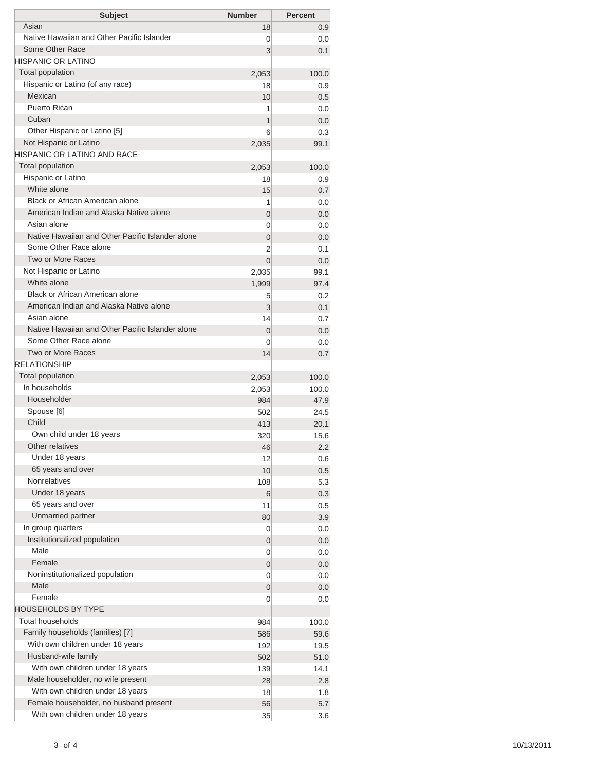| Subject | Number | Percent |
|---|---|---|
| Asian | 18 | 0.9 |
| Native Hawaiian and Other Pacific Islander | 0 | 0.0 |
| Some Other Race | 3 | 0.1 |
| HISPANIC OR LATINO | | |
| Total population | 2,053 | 100.0 |
| Hispanic or Latino (of any race) | 18 | 0.9 |
| Mexican | 10 | 0.5 |
| Puerto Rican | 1 | 0.0 |
| Cuban | 1 | 0.0 |
| Other Hispanic or Latino [5] | 6 | 0.3 |
| Not Hispanic or Latino | 2,035 | 99.1 |
| HISPANIC OR LATINO AND RACE | | |
| Total population | 2,053 | 100.0 |
| Hispanic or Latino | 18 | 0.9 |
| White alone | 15 | 0.7 |
| Black or African American alone | 1 | 0.0 |
| American Indian and Alaska Native alone | 0 | 0.0 |
| Asian alone | 0 | 0.0 |
| Native Hawaiian and Other Pacific Islander alone | 0 | 0.0 |
| Some Other Race alone | 2 | 0.1 |
| Two or More Races | 0 | 0.0 |
| Not Hispanic or Latino | 2,035 | 99.1 |
| White alone | 1,999 | 97.4 |
| Black or African American alone | 5 | 0.2 |
| American Indian and Alaska Native alone | 3 | 0.1 |
| Asian alone | 14 | 0.7 |
| Native Hawaiian and Other Pacific Islander alone | 0 | 0.0 |
| Some Other Race alone | 0 | 0.0 |
| Two or More Races | 14 | 0.7 |
| RELATIONSHIP | | |
| Total population | 2,053 | 100.0 |
| In households | 2,053 | 100.0 |
| Householder | 984 | 47.9 |
| Spouse [6] | 502 | 24.5 |
| Child | 413 | 20.1 |
| Own child under 18 years | 320 | 15.6 |
| Other relatives | 46 | 2.2 |
| Under 18 years | 12 | 0.6 |
| 65 years and over | 10 | 0.5 |
| Nonrelatives | 108 | 5.3 |
| Under 18 years | 6 | 0.3 |
| 65 years and over | 11 | 0.5 |
| Unmarried partner | 80 | 3.9 |
| In group quarters | 0 | 0.0 |
| Institutionalized population | 0 | 0.0 |
| Male | 0 | 0.0 |
| Female | 0 | 0.0 |
| Noninstitutionalized population | 0 | 0.0 |
| Male | 0 | 0.0 |
| Female | 0 | 0.0 |
| HOUSEHOLDS BY TYPE | | |
| Total households | 984 | 100.0 |
| Family households (families) [7] | 586 | 59.6 |
| With own children under 18 years | 192 | 19.5 |
| Husband-wife family | 502 | 51.0 |
| With own children under 18 years | 139 | 14.1 |
| Male householder, no wife present | 28 | 2.8 |
| With own children under 18 years | 18 | 1.8 |
| Female householder, no husband present | 56 | 5.7 |
| With own children under 18 years | 35 | 3.6 |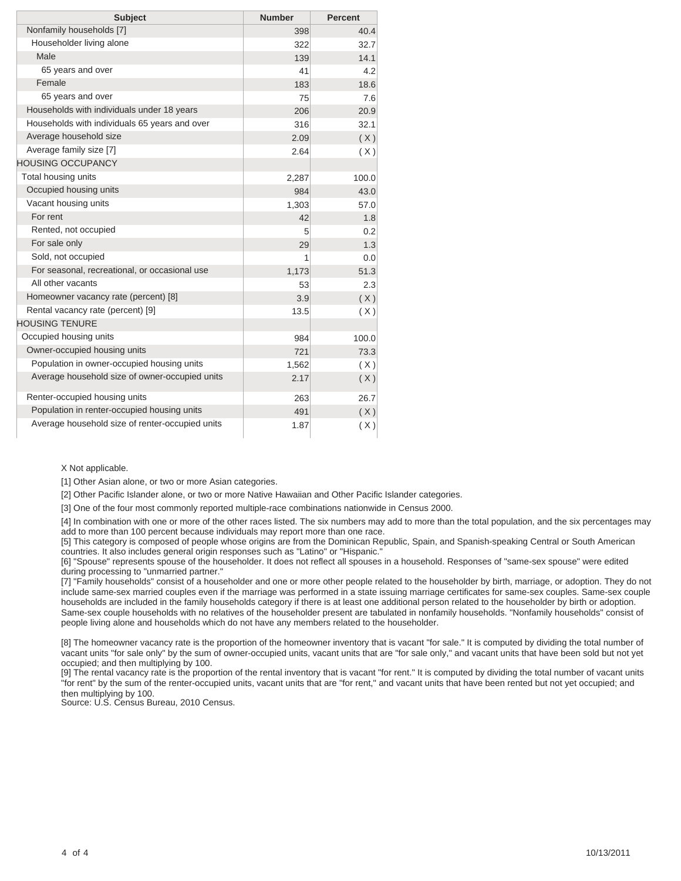| Subject | Number | Percent |
| --- | --- | --- |
| Nonfamily households [7] | 398 | 40.4 |
| Householder living alone | 322 | 32.7 |
| Male | 139 | 14.1 |
| 65 years and over | 41 | 4.2 |
| Female | 183 | 18.6 |
| 65 years and over | 75 | 7.6 |
| Households with individuals under 18 years | 206 | 20.9 |
| Households with individuals 65 years and over | 316 | 32.1 |
| Average household size | 2.09 | ( X ) |
| Average family size [7] | 2.64 | ( X ) |
| HOUSING OCCUPANCY | | |
| Total housing units | 2,287 | 100.0 |
| Occupied housing units | 984 | 43.0 |
| Vacant housing units | 1,303 | 57.0 |
| For rent | 42 | 1.8 |
| Rented, not occupied | 5 | 0.2 |
| For sale only | 29 | 1.3 |
| Sold, not occupied | 1 | 0.0 |
| For seasonal, recreational, or occasional use | 1,173 | 51.3 |
| All other vacants | 53 | 2.3 |
| Homeowner vacancy rate (percent) [8] | 3.9 | ( X ) |
| Rental vacancy rate (percent) [9] | 13.5 | ( X ) |
| HOUSING TENURE | | |
| Occupied housing units | 984 | 100.0 |
| Owner-occupied housing units | 721 | 73.3 |
| Population in owner-occupied housing units | 1,562 | ( X ) |
| Average household size of owner-occupied units | 2.17 | ( X ) |
| Renter-occupied housing units | 263 | 26.7 |
| Population in renter-occupied housing units | 491 | ( X ) |
| Average household size of renter-occupied units | 1.87 | ( X ) |

X Not applicable.

[1] Other Asian alone, or two or more Asian categories.

[2] Other Pacific Islander alone, or two or more Native Hawaiian and Other Pacific Islander categories.

[3] One of the four most commonly reported multiple-race combinations nationwide in Census 2000.

[4] In combination with one or more of the other races listed. The six numbers may add to more than the total population, and the six percentages may add to more than 100 percent because individuals may report more than one race.

[5] This category is composed of people whose origins are from the Dominican Republic, Spain, and Spanish-speaking Central or South American countries. It also includes general origin responses such as "Latino" or "Hispanic."

[6] "Spouse" represents spouse of the householder. It does not reflect all spouses in a household. Responses of "same-sex spouse" were edited during processing to "unmarried partner."

[7] "Family households" consist of a householder and one or more other people related to the householder by birth, marriage, or adoption. They do not include same-sex married couples even if the marriage was performed in a state issuing marriage certificates for same-sex couples. Same-sex couple households are included in the family households category if there is at least one additional person related to the householder by birth or adoption. Same-sex couple households with no relatives of the householder present are tabulated in nonfamily households. "Nonfamily households" consist of people living alone and households which do not have any members related to the householder.

[8] The homeowner vacancy rate is the proportion of the homeowner inventory that is vacant "for sale." It is computed by dividing the total number of vacant units "for sale only" by the sum of owner-occupied units, vacant units that are "for sale only," and vacant units that have been sold but not yet occupied; and then multiplying by 100.

[9] The rental vacancy rate is the proportion of the rental inventory that is vacant "for rent." It is computed by dividing the total number of vacant units "for rent" by the sum of the renter-occupied units, vacant units that are "for rent," and vacant units that have been rented but not yet occupied; and then multiplying by 100.

Source: U.S. Census Bureau, 2010 Census.